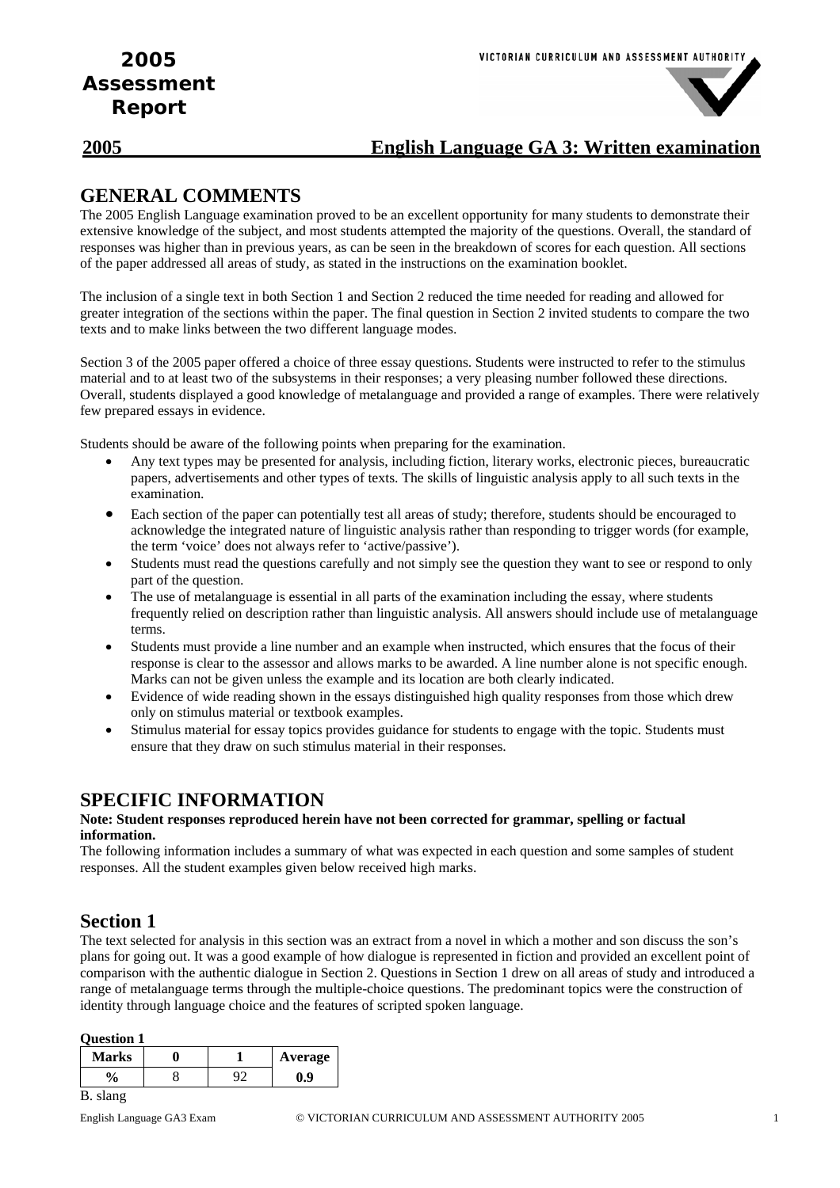# 2005 Assessment Report

VICTORIAN CURRICULUM AND ASSESSMENT AUTHORITY

## 2005 English Language GA 3: Written examination

## GENERAL COMMENTS

The 2005 English Language examination proved to be an excellent opportunity for many students to demonstrate their extensive knowledge of the subject, and most students attempted the majority of the questions. Overall, the standard of responses was higher than in previous years, as can be seen in the breakdown of scores for each question. All sections of the paper addressed all areas of study, as stated in the instructions on the examination booklet.

The inclusion of a single text in both Section 1 and Section 2 reduced the time needed for reading and allowed for greater integration of the sections within the paper. The final question in Section 2 invited students to compare the two texts and to make links between the two different language modes.

Section 3 of the 2005 paper offered a choice of three essay questions. Students were instructed to refer to the stimulus material and to at least two of the subsystems in their responses; a very pleasing number followed these directions. Overall, students displayed a good knowledge of metalanguage and provided a range of examples. There were relatively few prepared essays in evidence.

Students should be aware of the following points when preparing for the examination.

- Any text types may be presented for analysis, including fiction, literary works, electronic pieces, bureaucratic papers, advertisements and other types of texts. The skills of linguistic analysis apply to all such texts in the examination.
- Each section of the paper can potentially test all areas of study; therefore, students should be encouraged to acknowledge the integrated nature of linguistic analysis rather than responding to trigger words (for example, the term 'voice' does not always refer to 'active/passive').
- Students must read the questions carefully and not simply see the question they want to see or respond to only part of the question.
- The use of metalanguage is essential in all parts of the examination including the essay, where students frequently relied on description rather than linguistic analysis. All answers should include use of metalanguage terms.
- Students must provide a line number and an example when instructed, which ensures that the focus of their response is clear to the assessor and allows marks to be awarded. A line number alone is not specific enough. Marks can not be given unless the example and its location are both clearly indicated.
- Evidence of wide reading shown in the essays distinguished high quality responses from those which drew only on stimulus material or textbook examples.
- Stimulus material for essay topics provides guidance for students to engage with the topic. Students must ensure that they draw on such stimulus material in their responses.

## SPECIFIC INFORMATION

**Note: Student responses reproduced herein have not been corrected for grammar, spelling or factual information.**

The following information includes a summary of what was expected in each question and some samples of student responses. All the student examples given below received high marks.

## Section 1

The text selected for analysis in this section was an extract from a novel in which a mother and son discuss the son's plans for going out. It was a good example of how dialogue is represented in fiction and provided an excellent point of comparison with the authentic dialogue in Section 2. Questions in Section 1 drew on all areas of study and introduced a range of metalanguage terms through the multiple-choice questions. The predominant topics were the construction of identity through language choice and the features of scripted spoken language.

**Question 1**

| Marks | 0 | 1 | Average |
|---|---|---|---|
| % | 8 | 92 | 0.9 |

B. slang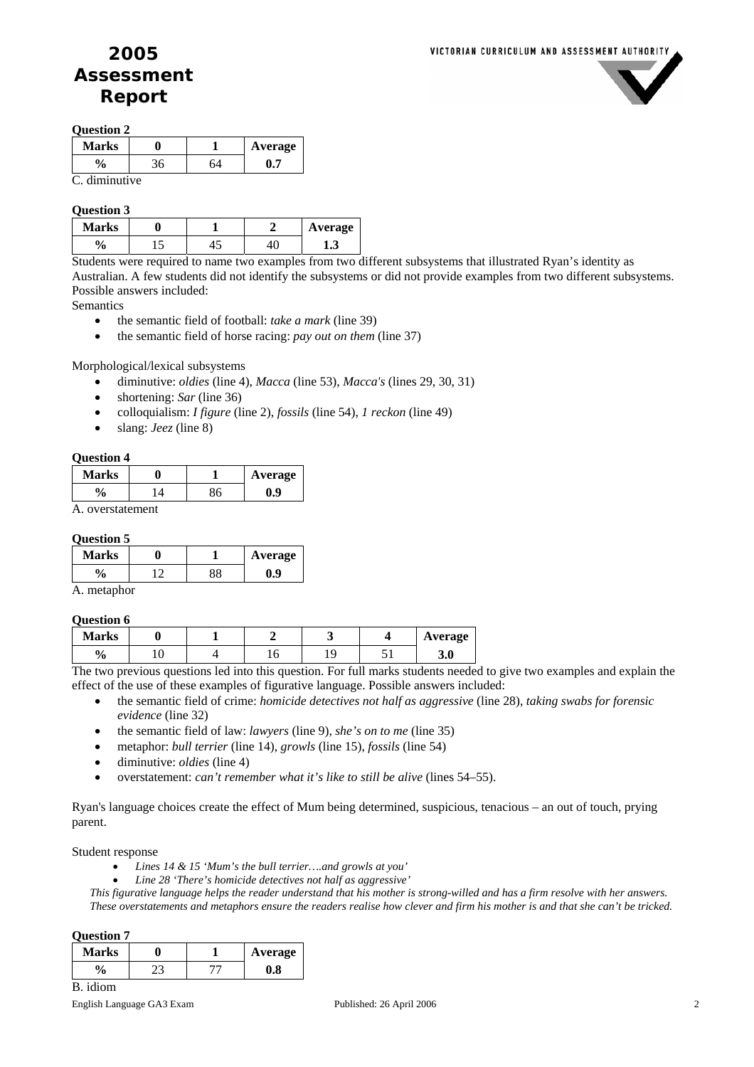**Question 2**

| Marks | 0 | 1 | Average |
|---|---|---|---|
| % | 36 | 64 | 0.7 |

C. diminutive

**Question 3**

| Marks | 0 | 1 | 2 | Average |
|---|---|---|---|---|
| % | 15 | 45 | 40 | 1.3 |

Students were required to name two examples from two different subsystems that illustrated Ryan's identity as Australian. A few students did not identify the subsystems or did not provide examples from two different subsystems. Possible answers included:

Semantics

- the semantic field of football: *take a mark* (line 39)
- the semantic field of horse racing: *pay out on them* (line 37)

Morphological/lexical subsystems

- diminutive: *oldies* (line 4), *Macca* (line 53), *Macca's* (lines 29, 30, 31)
- shortening: *Sar* (line 36)
- colloquialism: *I figure* (line 2), *fossils* (line 54), *I reckon* (line 49)
- slang: *Jeez* (line 8)

**Question 4**

| Marks | 0 | 1 | Average |
|---|---|---|---|
| % | 14 | 86 | 0.9 |

A. overstatement

**Question 5**

| Marks | 0 | 1 | Average |
|---|---|---|---|
| % | 12 | 88 | 0.9 |

A. metaphor

**Question 6**

| Marks | 0 | 1 | 2 | 3 | 4 | Average |
|---|---|---|---|---|---|---|
| % | 10 | 4 | 16 | 19 | 51 | 3.0 |

The two previous questions led into this question. For full marks students needed to give two examples and explain the effect of the use of these examples of figurative language. Possible answers included:

- the semantic field of crime: *homicide detectives not half as aggressive* (line 28), *taking swabs for forensic evidence* (line 32)
- the semantic field of law: *lawyers* (line 9), *she's on to me* (line 35)
- metaphor: *bull terrier* (line 14), *growls* (line 15), *fossils* (line 54)
- diminutive: *oldies* (line 4)
- overstatement: *can't remember what it's like to still be alive* (lines 54–55).

Ryan's language choices create the effect of Mum being determined, suspicious, tenacious – an out of touch, prying parent.

Student response

- *Lines 14 & 15 'Mum's the bull terrier….and growls at you'*
- *Line 28 'There's homicide detectives not half as aggressive'*

*This figurative language helps the reader understand that his mother is strong-willed and has a firm resolve with her answers. These overstatements and metaphors ensure the readers realise how clever and firm his mother is and that she can't be tricked.*

**Question 7**

| Marks | 0 | 1 | Average |
|---|---|---|---|
| % | 23 | 77 | 0.8 |

B. idiom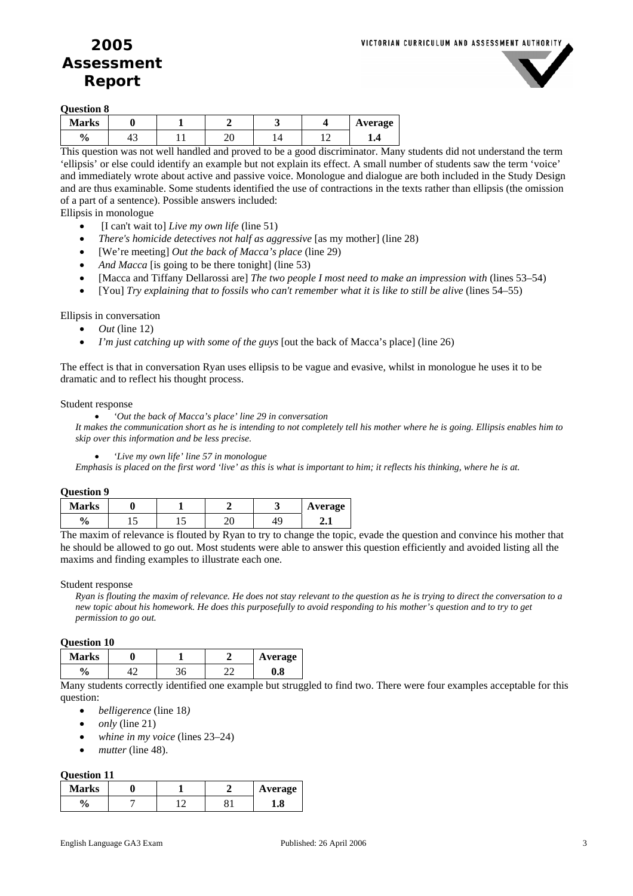**Question 8**

| Marks | 0 | 1 | 2 | 3 | 4 | Average |
|---|---|---|---|---|---|---|
| % | 43 | 11 | 20 | 14 | 12 | **1.4** |

This question was not well handled and proved to be a good discriminator. Many students did not understand the term 'ellipsis' or else could identify an example but not explain its effect. A small number of students saw the term 'voice' and immediately wrote about active and passive voice. Monologue and dialogue are both included in the Study Design and are thus examinable. Some students identified the use of contractions in the texts rather than ellipsis (the omission of a part of a sentence). Possible answers included:

Ellipsis in monologue

- [I can't wait to] *Live my own life* (line 51)
- *There's homicide detectives not half as aggressive* [as my mother] (line 28)
- [We're meeting] *Out the back of Macca's place* (line 29)
- *And Macca* [is going to be there tonight] (line 53)
- [Macca and Tiffany Dellarossi are] *The two people I most need to make an impression with* (lines 53–54)
- [You] *Try explaining that to fossils who can't remember what it is like to still be alive* (lines 54–55)

Ellipsis in conversation

- *Out* (line 12)
- *I'm just catching up with some of the guys* [out the back of Macca's place] (line 26)

The effect is that in conversation Ryan uses ellipsis to be vague and evasive, whilst in monologue he uses it to be dramatic and to reflect his thought process.

Student response

- *'Out the back of Macca's place' line 29 in conversation*

*It makes the communication short as he is intending to not completely tell his mother where he is going. Ellipsis enables him to skip over this information and be less precise.*

- *'Live my own life' line 57 in monologue*

*Emphasis is placed on the first word 'live' as this is what is important to him; it reflects his thinking, where he is at.*

**Question 9**

| Marks | 0 | 1 | 2 | 3 | Average |
|---|---|---|---|---|---|
| % | 15 | 15 | 20 | 49 | **2.1** |

The maxim of relevance is flouted by Ryan to try to change the topic, evade the question and convince his mother that he should be allowed to go out. Most students were able to answer this question efficiently and avoided listing all the maxims and finding examples to illustrate each one.

Student response

*Ryan is flouting the maxim of relevance. He does not stay relevant to the question as he is trying to direct the conversation to a new topic about his homework. He does this purposefully to avoid responding to his mother's question and to try to get permission to go out.*

**Question 10**

| Marks | 0 | 1 | 2 | Average |
|---|---|---|---|---|
| % | 42 | 36 | 22 | **0.8** |

Many students correctly identified one example but struggled to find two. There were four examples acceptable for this question:

- *belligerence* (line 18)
- *only* (line 21)
- *whine in my voice* (lines 23–24)
- *mutter* (line 48).

**Question 11**

| Marks | 0 | 1 | 2 | Average |
|---|---|---|---|---|
| % | 7 | 12 | 81 | **1.8** |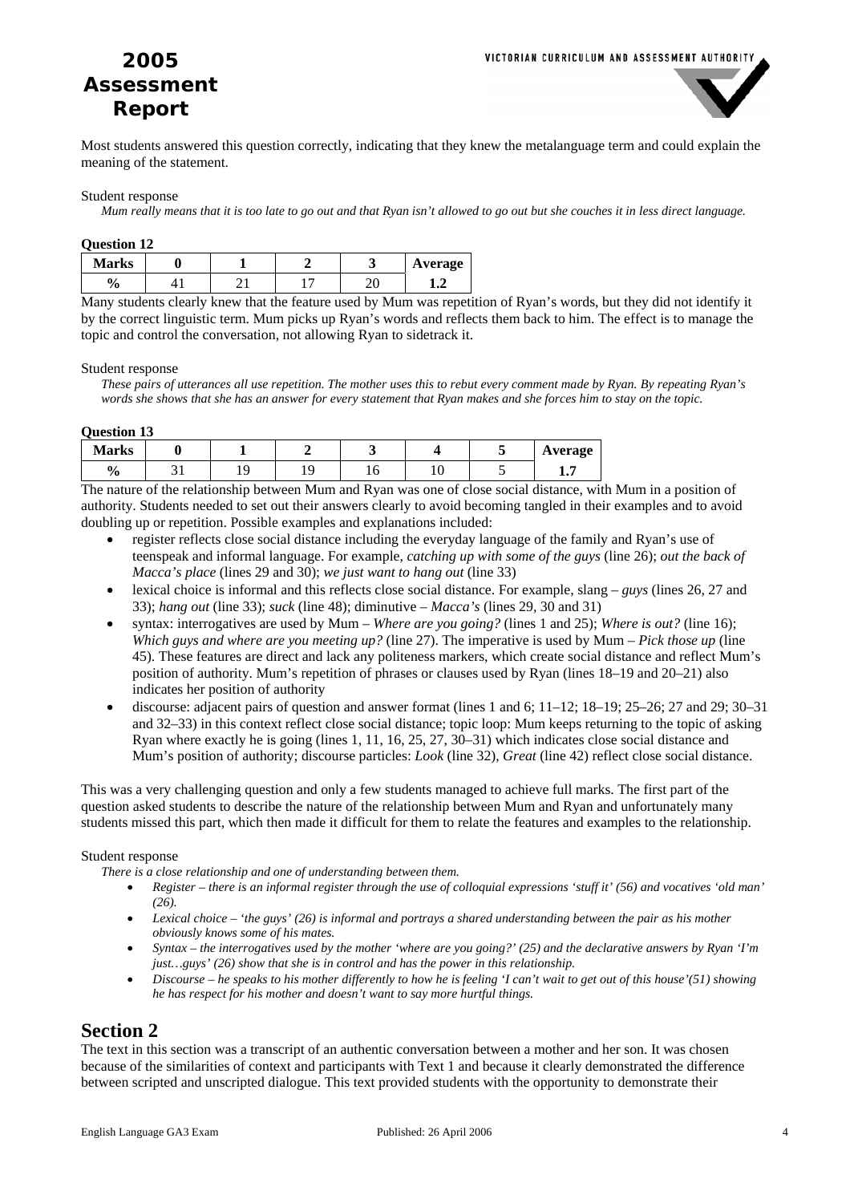Most students answered this question correctly, indicating that they knew the metalanguage term and could explain the meaning of the statement.

Student response

*Mum really means that it is too late to go out and that Ryan isn't allowed to go out but she couches it in less direct language.*

**Question 12**

| Marks | 0 | 1 | 2 | 3 | Average |
|---|---|---|---|---|---|
| % | 41 | 21 | 17 | 20 | 1.2 |

Many students clearly knew that the feature used by Mum was repetition of Ryan's words, but they did not identify it by the correct linguistic term. Mum picks up Ryan's words and reflects them back to him. The effect is to manage the topic and control the conversation, not allowing Ryan to sidetrack it.

Student response

*These pairs of utterances all use repetition. The mother uses this to rebut every comment made by Ryan. By repeating Ryan's words she shows that she has an answer for every statement that Ryan makes and she forces him to stay on the topic.*

**Question 13**

| Marks | 0 | 1 | 2 | 3 | 4 | 5 | Average |
|---|---|---|---|---|---|---|---|
| % | 31 | 19 | 19 | 16 | 10 | 5 | 1.7 |

The nature of the relationship between Mum and Ryan was one of close social distance, with Mum in a position of authority. Students needed to set out their answers clearly to avoid becoming tangled in their examples and to avoid doubling up or repetition. Possible examples and explanations included:

- register reflects close social distance including the everyday language of the family and Ryan's use of teenspeak and informal language. For example, *catching up with some of the guys* (line 26); *out the back of Macca's place* (lines 29 and 30); *we just want to hang out* (line 33)
- lexical choice is informal and this reflects close social distance. For example, slang – *guys* (lines 26, 27 and 33); *hang out* (line 33); *suck* (line 48); diminutive – *Macca's* (lines 29, 30 and 31)
- syntax: interrogatives are used by Mum – *Where are you going?* (lines 1 and 25); *Where is out?* (line 16); *Which guys and where are you meeting up?* (line 27). The imperative is used by Mum – *Pick those up* (line 45). These features are direct and lack any politeness markers, which create social distance and reflect Mum's position of authority. Mum's repetition of phrases or clauses used by Ryan (lines 18–19 and 20–21) also indicates her position of authority
- discourse: adjacent pairs of question and answer format (lines 1 and 6; 11–12; 18–19; 25–26; 27 and 29; 30–31 and 32–33) in this context reflect close social distance; topic loop: Mum keeps returning to the topic of asking Ryan where exactly he is going (lines 1, 11, 16, 25, 27, 30–31) which indicates close social distance and Mum's position of authority; discourse particles: *Look* (line 32), *Great* (line 42) reflect close social distance.

This was a very challenging question and only a few students managed to achieve full marks. The first part of the question asked students to describe the nature of the relationship between Mum and Ryan and unfortunately many students missed this part, which then made it difficult for them to relate the features and examples to the relationship.

Student response

*There is a close relationship and one of understanding between them.*

- *Register – there is an informal register through the use of colloquial expressions 'stuff it' (56) and vocatives 'old man' (26).*
- *Lexical choice – 'the guys' (26) is informal and portrays a shared understanding between the pair as his mother obviously knows some of his mates.*
- *Syntax – the interrogatives used by the mother 'where are you going?' (25) and the declarative answers by Ryan 'I'm just…guys' (26) show that she is in control and has the power in this relationship.*
- *Discourse – he speaks to his mother differently to how he is feeling 'I can't wait to get out of this house'(51) showing he has respect for his mother and doesn't want to say more hurtful things.*

## Section 2

The text in this section was a transcript of an authentic conversation between a mother and her son. It was chosen because of the similarities of context and participants with Text 1 and because it clearly demonstrated the difference between scripted and unscripted dialogue. This text provided students with the opportunity to demonstrate their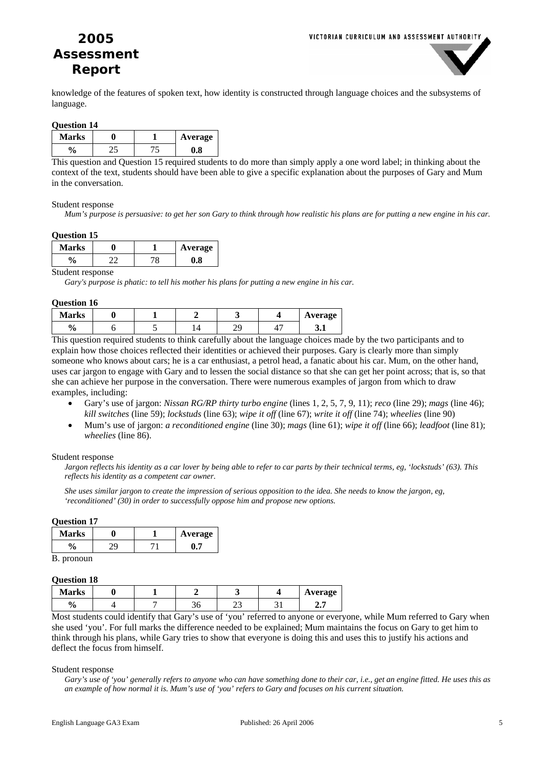knowledge of the features of spoken text, how identity is constructed through language choices and the subsystems of language.

**Question 14**

| Marks | 0 | 1 | Average |
|---|---|---|---|
| % | 25 | 75 | 0.8 |

This question and Question 15 required students to do more than simply apply a one word label; in thinking about the context of the text, students should have been able to give a specific explanation about the purposes of Gary and Mum in the conversation.

Student response

*Mum's purpose is persuasive: to get her son Gary to think through how realistic his plans are for putting a new engine in his car.*

**Question 15**

| Marks | 0 | 1 | Average |
|---|---|---|---|
| % | 22 | 78 | 0.8 |

Student response

*Gary's purpose is phatic: to tell his mother his plans for putting a new engine in his car.*

**Question 16**

| Marks | 0 | 1 | 2 | 3 | 4 | Average |
|---|---|---|---|---|---|---|
| % | 6 | 5 | 14 | 29 | 47 | 3.1 |

This question required students to think carefully about the language choices made by the two participants and to explain how those choices reflected their identities or achieved their purposes. Gary is clearly more than simply someone who knows about cars; he is a car enthusiast, a petrol head, a fanatic about his car. Mum, on the other hand, uses car jargon to engage with Gary and to lessen the social distance so that she can get her point across; that is, so that she can achieve her purpose in the conversation. There were numerous examples of jargon from which to draw examples, including:

- Gary's use of jargon: *Nissan RG/RP thirty turbo engine* (lines 1, 2, 5, 7, 9, 11); *reco* (line 29); *mags* (line 46); *kill switches* (line 59); *lockstuds* (line 63); *wipe it off* (line 67); *write it off* (line 74); *wheelies* (line 90)
- Mum's use of jargon: *a reconditioned engine* (line 30); *mags* (line 61); *wipe it off* (line 66); *leadfoot* (line 81); *wheelies* (line 86).

Student response

*Jargon reflects his identity as a car lover by being able to refer to car parts by their technical terms, eg, 'lockstuds' (63). This reflects his identity as a competent car owner.*

*She uses similar jargon to create the impression of serious opposition to the idea. She needs to know the jargon, eg, 'reconditioned' (30) in order to successfully oppose him and propose new options.*

**Question 17**

| Marks | 0 | 1 | Average |
|---|---|---|---|
| % | 29 | 71 | 0.7 |

B. pronoun

**Question 18**

| Marks | 0 | 1 | 2 | 3 | 4 | Average |
|---|---|---|---|---|---|---|
| % | 4 | 7 | 36 | 23 | 31 | 2.7 |

Most students could identify that Gary's use of 'you' referred to anyone or everyone, while Mum referred to Gary when she used 'you'. For full marks the difference needed to be explained; Mum maintains the focus on Gary to get him to think through his plans, while Gary tries to show that everyone is doing this and uses this to justify his actions and deflect the focus from himself.

Student response

*Gary's use of 'you' generally refers to anyone who can have something done to their car, i.e., get an engine fitted. He uses this as an example of how normal it is. Mum's use of 'you' refers to Gary and focuses on his current situation.*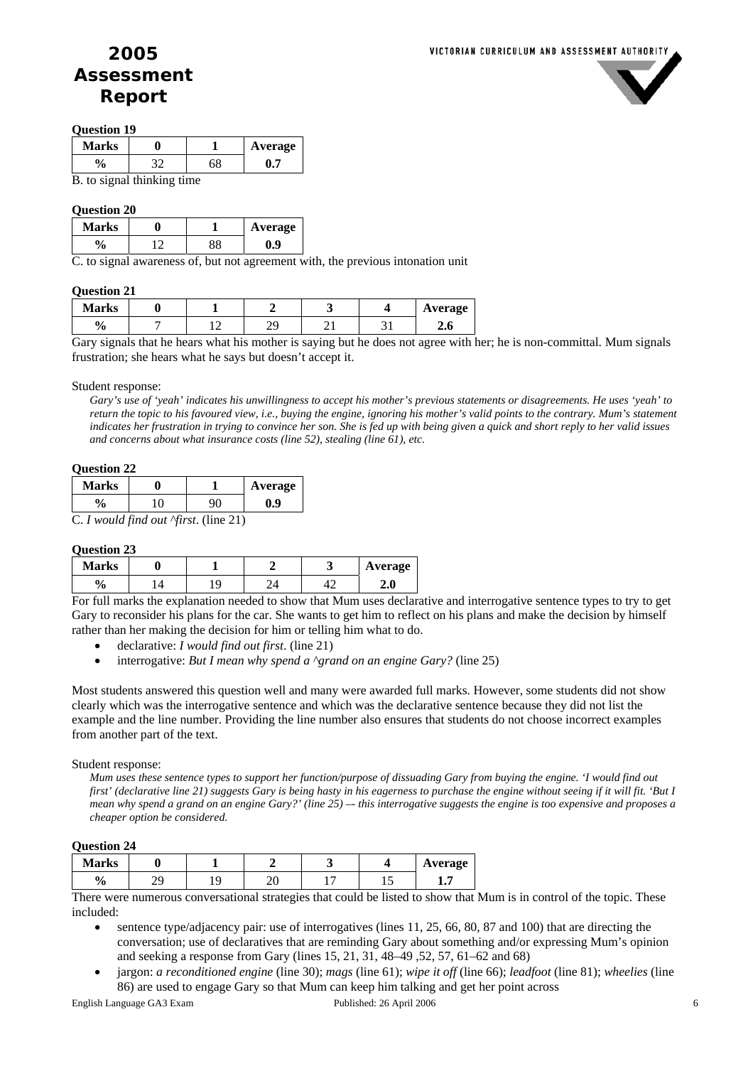**Question 19**

| Marks | 0 | 1 | Average |
|---|---|---|---|
| % | 32 | 68 | 0.7 |

B. to signal thinking time

**Question 20**

| Marks | 0 | 1 | Average |
|---|---|---|---|
| % | 12 | 88 | 0.9 |

C. to signal awareness of, but not agreement with, the previous intonation unit

**Question 21**

| Marks | 0 | 1 | 2 | 3 | 4 | Average |
|---|---|---|---|---|---|---|
| % | 7 | 12 | 29 | 21 | 31 | 2.6 |

Gary signals that he hears what his mother is saying but he does not agree with her; he is non-committal. Mum signals frustration; she hears what he says but doesn't accept it.

Student response:

*Gary's use of 'yeah' indicates his unwillingness to accept his mother's previous statements or disagreements. He uses 'yeah' to return the topic to his favoured view, i.e., buying the engine, ignoring his mother's valid points to the contrary. Mum's statement indicates her frustration in trying to convince her son. She is fed up with being given a quick and short reply to her valid issues and concerns about what insurance costs (line 52), stealing (line 61), etc.*

**Question 22**

| Marks | 0 | 1 | Average |
|---|---|---|---|
| % | 10 | 90 | 0.9 |

C. *I would find out ^first*. (line 21)

**Question 23**

| Marks | 0 | 1 | 2 | 3 | Average |
|---|---|---|---|---|---|
| % | 14 | 19 | 24 | 42 | 2.0 |

For full marks the explanation needed to show that Mum uses declarative and interrogative sentence types to try to get Gary to reconsider his plans for the car. She wants to get him to reflect on his plans and make the decision by himself rather than her making the decision for him or telling him what to do.

- declarative: *I would find out first*. (line 21)
- interrogative: *But I mean why spend a ^grand on an engine Gary?* (line 25)

Most students answered this question well and many were awarded full marks. However, some students did not show clearly which was the interrogative sentence and which was the declarative sentence because they did not list the example and the line number. Providing the line number also ensures that students do not choose incorrect examples from another part of the text.

Student response:

*Mum uses these sentence types to support her function/purpose of dissuading Gary from buying the engine. 'I would find out first' (declarative line 21) suggests Gary is being hasty in his eagerness to purchase the engine without seeing if it will fit. 'But I mean why spend a grand on an engine Gary?' (line 25) –- this interrogative suggests the engine is too expensive and proposes a cheaper option be considered.*

**Question 24**

| Marks | 0 | 1 | 2 | 3 | 4 | Average |
|---|---|---|---|---|---|---|
| % | 29 | 19 | 20 | 17 | 15 | 1.7 |

There were numerous conversational strategies that could be listed to show that Mum is in control of the topic. These included:

- sentence type/adjacency pair: use of interrogatives (lines 11, 25, 66, 80, 87 and 100) that are directing the conversation; use of declaratives that are reminding Gary about something and/or expressing Mum's opinion and seeking a response from Gary (lines 15, 21, 31, 48–49 ,52, 57, 61–62 and 68)
- jargon: *a reconditioned engine* (line 30); *mags* (line 61); *wipe it off* (line 66); *leadfoot* (line 81); *wheelies* (line 86) are used to engage Gary so that Mum can keep him talking and get her point across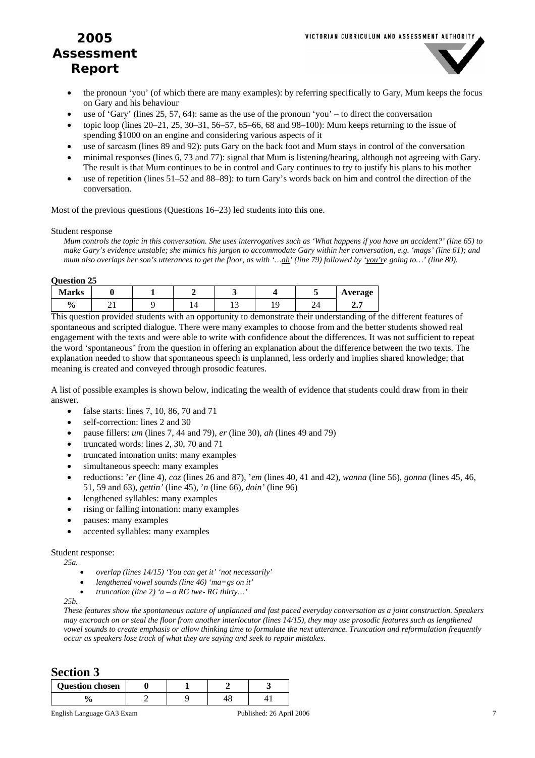- the pronoun 'you' (of which there are many examples): by referring specifically to Gary, Mum keeps the focus on Gary and his behaviour
- use of 'Gary' (lines 25, 57, 64): same as the use of the pronoun 'you' – to direct the conversation
- topic loop (lines 20–21, 25, 30–31, 56–57, 65–66, 68 and 98–100): Mum keeps returning to the issue of spending $1000 on an engine and considering various aspects of it
- use of sarcasm (lines 89 and 92): puts Gary on the back foot and Mum stays in control of the conversation
- minimal responses (lines 6, 73 and 77): signal that Mum is listening/hearing, although not agreeing with Gary. The result is that Mum continues to be in control and Gary continues to try to justify his plans to his mother
- use of repetition (lines 51–52 and 88–89): to turn Gary's words back on him and control the direction of the conversation.

Most of the previous questions (Questions 16–23) led students into this one.

Student response

*Mum controls the topic in this conversation. She uses interrogatives such as 'What happens if you have an accident?' (line 65) to make Gary's evidence unstable; she mimics his jargon to accommodate Gary within her conversation, e.g. 'mags' (line 61); and mum also overlaps her son's utterances to get the floor, as with '…ah' (line 79) followed by 'you're going to…' (line 80).*

**Question 25**

| Marks | 0 | 1 | 2 | 3 | 4 | 5 | Average |
|---|---|---|---|---|---|---|---|
| % | 21 | 9 | 14 | 13 | 19 | 24 | **2.7** |

This question provided students with an opportunity to demonstrate their understanding of the different features of spontaneous and scripted dialogue. There were many examples to choose from and the better students showed real engagement with the texts and were able to write with confidence about the differences. It was not sufficient to repeat the word 'spontaneous' from the question in offering an explanation about the difference between the two texts. The explanation needed to show that spontaneous speech is unplanned, less orderly and implies shared knowledge; that meaning is created and conveyed through prosodic features.

A list of possible examples is shown below, indicating the wealth of evidence that students could draw from in their answer.

- false starts: lines 7, 10, 86, 70 and 71
- self-correction: lines 2 and 30
- pause fillers: *um* (lines 7, 44 and 79), *er* (line 30), *ah* (lines 49 and 79)
- truncated words: lines 2, 30, 70 and 71
- truncated intonation units: many examples
- simultaneous speech: many examples
- reductions: *'er* (line 4), *coz* (lines 26 and 87), *'em* (lines 40, 41 and 42), *wanna* (line 56), *gonna* (lines 45, 46, 51, 59 and 63), *gettin'* (line 45), *'n* (line 66), *doin'* (line 96)
- lengthened syllables: many examples
- rising or falling intonation: many examples
- pauses: many examples
- accented syllables: many examples

Student response:

*25a.*

- *overlap (lines 14/15) 'You can get it' 'not necessarily'*
- *lengthened vowel sounds (line 46) 'ma=gs on it'*
- *truncation (line 2) 'a – a RG twe- RG thirty…'*

*25b.*

*These features show the spontaneous nature of unplanned and fast paced everyday conversation as a joint construction. Speakers may encroach on or steal the floor from another interlocutor (lines 14/15), they may use prosodic features such as lengthened vowel sounds to create emphasis or allow thinking time to formulate the next utterance. Truncation and reformulation frequently occur as speakers lose track of what they are saying and seek to repair mistakes.*

## Section 3

| Question chosen | 0 | 1 | 2 | 3 |
|---|---|---|---|---|
| % | 2 | 9 | 48 | 41 |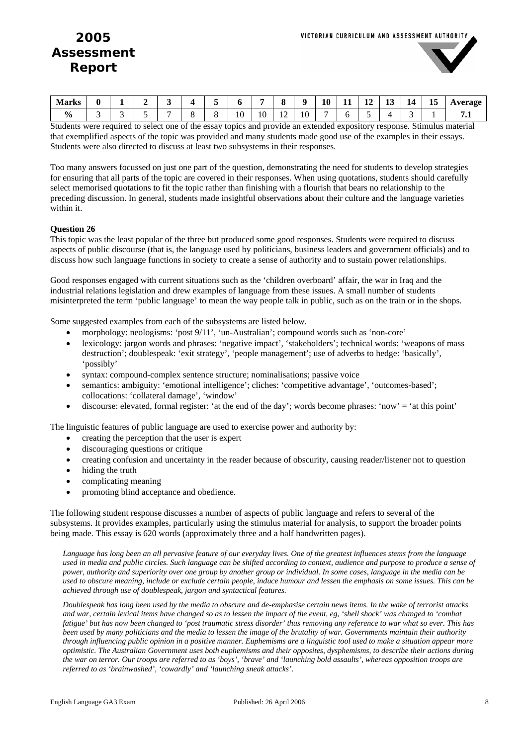| Marks | 0 | 1 | 2 | 3 | 4 | 5 | 6 | 7 | 8 | 9 | 10 | 11 | 12 | 13 | 14 | 15 | Average |
|---|---|---|---|---|---|---|---|---|---|---|---|---|---|---|---|---|---|
| % | 3 | 3 | 5 | 7 | 8 | 8 | 10 | 10 | 12 | 10 | 7 | 6 | 5 | 4 | 3 | 1 | **7.1** |

Students were required to select one of the essay topics and provide an extended expository response. Stimulus material that exemplified aspects of the topic was provided and many students made good use of the examples in their essays. Students were also directed to discuss at least two subsystems in their responses.

Too many answers focussed on just one part of the question, demonstrating the need for students to develop strategies for ensuring that all parts of the topic are covered in their responses. When using quotations, students should carefully select memorised quotations to fit the topic rather than finishing with a flourish that bears no relationship to the preceding discussion. In general, students made insightful observations about their culture and the language varieties within it.

**Question 26**

This topic was the least popular of the three but produced some good responses. Students were required to discuss aspects of public discourse (that is, the language used by politicians, business leaders and government officials) and to discuss how such language functions in society to create a sense of authority and to sustain power relationships.

Good responses engaged with current situations such as the 'children overboard' affair, the war in Iraq and the industrial relations legislation and drew examples of language from these issues. A small number of students misinterpreted the term 'public language' to mean the way people talk in public, such as on the train or in the shops.

Some suggested examples from each of the subsystems are listed below.

- morphology: neologisms: 'post 9/11', 'un-Australian'; compound words such as 'non-core'
- lexicology: jargon words and phrases: 'negative impact', 'stakeholders'; technical words: 'weapons of mass destruction'; doublespeak: 'exit strategy', 'people management'; use of adverbs to hedge: 'basically', 'possibly'
- syntax: compound-complex sentence structure; nominalisations; passive voice
- semantics: ambiguity: 'emotional intelligence'; cliches: 'competitive advantage', 'outcomes-based'; collocations: 'collateral damage', 'window'
- discourse: elevated, formal register: 'at the end of the day'; words become phrases: 'now' = 'at this point'

The linguistic features of public language are used to exercise power and authority by:

- creating the perception that the user is expert
- discouraging questions or critique
- creating confusion and uncertainty in the reader because of obscurity, causing reader/listener not to question
- hiding the truth
- complicating meaning
- promoting blind acceptance and obedience.

The following student response discusses a number of aspects of public language and refers to several of the subsystems. It provides examples, particularly using the stimulus material for analysis, to support the broader points being made. This essay is 620 words (approximately three and a half handwritten pages).

*Language has long been an all pervasive feature of our everyday lives. One of the greatest influences stems from the language used in media and public circles. Such language can be shifted according to context, audience and purpose to produce a sense of power, authority and superiority over one group by another group or individual. In some cases, language in the media can be used to obscure meaning, include or exclude certain people, induce humour and lessen the emphasis on some issues. This can be achieved through use of doublespeak, jargon and syntactical features.*

*Doublespeak has long been used by the media to obscure and de-emphasise certain news items. In the wake of terrorist attacks and war, certain lexical items have changed so as to lessen the impact of the event, eg, 'shell shock' was changed to 'combat fatigue' but has now been changed to 'post traumatic stress disorder' thus removing any reference to war what so ever. This has been used by many politicians and the media to lessen the image of the brutality of war. Governments maintain their authority through influencing public opinion in a positive manner. Euphemisms are a linguistic tool used to make a situation appear more optimistic. The Australian Government uses both euphemisms and their opposites, dysphemisms, to describe their actions during the war on terror. Our troops are referred to as 'boys', 'brave' and 'launching bold assaults', whereas opposition troops are referred to as 'brainwashed', 'cowardly' and 'launching sneak attacks'.*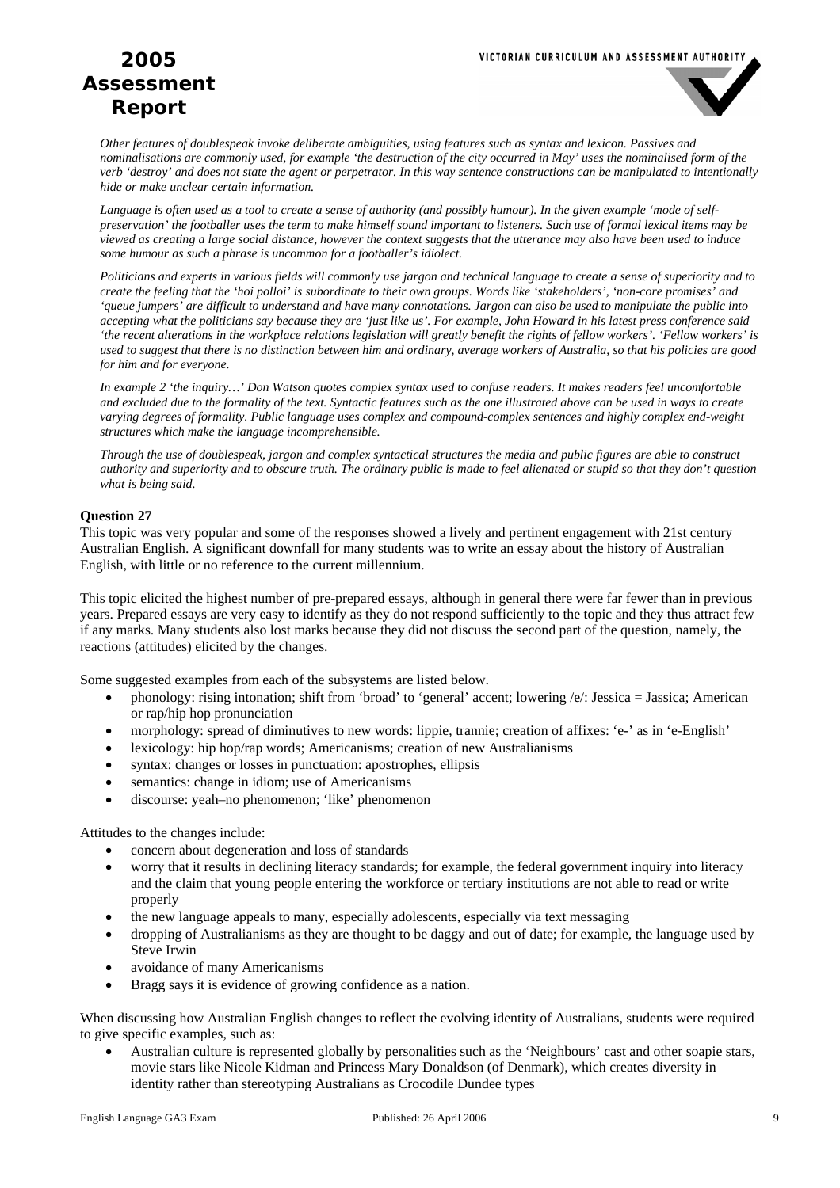*Other features of doublespeak invoke deliberate ambiguities, using features such as syntax and lexicon. Passives and nominalisations are commonly used, for example 'the destruction of the city occurred in May' uses the nominalised form of the verb 'destroy' and does not state the agent or perpetrator. In this way sentence constructions can be manipulated to intentionally hide or make unclear certain information.*

*Language is often used as a tool to create a sense of authority (and possibly humour). In the given example 'mode of self-preservation' the footballer uses the term to make himself sound important to listeners. Such use of formal lexical items may be viewed as creating a large social distance, however the context suggests that the utterance may also have been used to induce some humour as such a phrase is uncommon for a footballer's idiolect.*

*Politicians and experts in various fields will commonly use jargon and technical language to create a sense of superiority and to create the feeling that the 'hoi polloi' is subordinate to their own groups. Words like 'stakeholders', 'non-core promises' and 'queue jumpers' are difficult to understand and have many connotations. Jargon can also be used to manipulate the public into accepting what the politicians say because they are 'just like us'. For example, John Howard in his latest press conference said 'the recent alterations in the workplace relations legislation will greatly benefit the rights of fellow workers'. 'Fellow workers' is used to suggest that there is no distinction between him and ordinary, average workers of Australia, so that his policies are good for him and for everyone.*

*In example 2 'the inquiry…' Don Watson quotes complex syntax used to confuse readers. It makes readers feel uncomfortable and excluded due to the formality of the text. Syntactic features such as the one illustrated above can be used in ways to create varying degrees of formality. Public language uses complex and compound-complex sentences and highly complex end-weight structures which make the language incomprehensible.*

*Through the use of doublespeak, jargon and complex syntactical structures the media and public figures are able to construct authority and superiority and to obscure truth. The ordinary public is made to feel alienated or stupid so that they don't question what is being said.*

**Question 27**

This topic was very popular and some of the responses showed a lively and pertinent engagement with 21st century Australian English. A significant downfall for many students was to write an essay about the history of Australian English, with little or no reference to the current millennium.

This topic elicited the highest number of pre-prepared essays, although in general there were far fewer than in previous years. Prepared essays are very easy to identify as they do not respond sufficiently to the topic and they thus attract few if any marks. Many students also lost marks because they did not discuss the second part of the question, namely, the reactions (attitudes) elicited by the changes.

Some suggested examples from each of the subsystems are listed below.

- phonology: rising intonation; shift from 'broad' to 'general' accent; lowering /e/: Jessica = Jassica; American or rap/hip hop pronunciation
- morphology: spread of diminutives to new words: lippie, trannie; creation of affixes: 'e-' as in 'e-English'
- lexicology: hip hop/rap words; Americanisms; creation of new Australianisms
- syntax: changes or losses in punctuation: apostrophes, ellipsis
- semantics: change in idiom; use of Americanisms
- discourse: yeah–no phenomenon; 'like' phenomenon

Attitudes to the changes include:

- concern about degeneration and loss of standards
- worry that it results in declining literacy standards; for example, the federal government inquiry into literacy and the claim that young people entering the workforce or tertiary institutions are not able to read or write properly
- the new language appeals to many, especially adolescents, especially via text messaging
- dropping of Australianisms as they are thought to be daggy and out of date; for example, the language used by Steve Irwin
- avoidance of many Americanisms
- Bragg says it is evidence of growing confidence as a nation.

When discussing how Australian English changes to reflect the evolving identity of Australians, students were required to give specific examples, such as:

- Australian culture is represented globally by personalities such as the 'Neighbours' cast and other soapie stars, movie stars like Nicole Kidman and Princess Mary Donaldson (of Denmark), which creates diversity in identity rather than stereotyping Australians as Crocodile Dundee types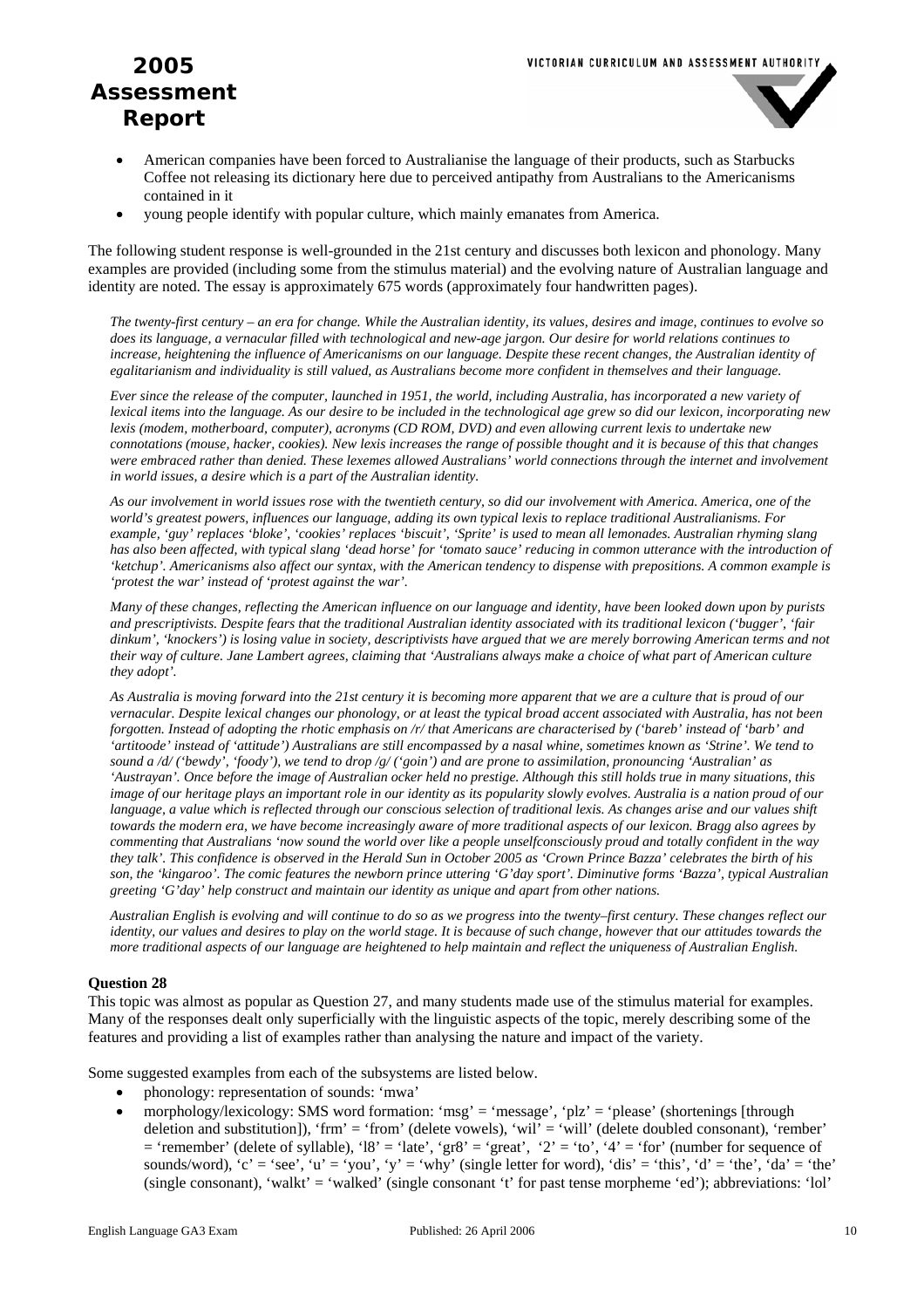- American companies have been forced to Australianise the language of their products, such as Starbucks Coffee not releasing its dictionary here due to perceived antipathy from Australians to the Americanisms contained in it
- young people identify with popular culture, which mainly emanates from America.

The following student response is well-grounded in the 21st century and discusses both lexicon and phonology. Many examples are provided (including some from the stimulus material) and the evolving nature of Australian language and identity are noted. The essay is approximately 675 words (approximately four handwritten pages).

*The twenty-first century – an era for change. While the Australian identity, its values, desires and image, continues to evolve so does its language, a vernacular filled with technological and new-age jargon. Our desire for world relations continues to increase, heightening the influence of Americanisms on our language. Despite these recent changes, the Australian identity of egalitarianism and individuality is still valued, as Australians become more confident in themselves and their language.*

*Ever since the release of the computer, launched in 1951, the world, including Australia, has incorporated a new variety of lexical items into the language. As our desire to be included in the technological age grew so did our lexicon, incorporating new lexis (modem, motherboard, computer), acronyms (CD ROM, DVD) and even allowing current lexis to undertake new connotations (mouse, hacker, cookies). New lexis increases the range of possible thought and it is because of this that changes were embraced rather than denied. These lexemes allowed Australians' world connections through the internet and involvement in world issues, a desire which is a part of the Australian identity.*

*As our involvement in world issues rose with the twentieth century, so did our involvement with America. America, one of the world's greatest powers, influences our language, adding its own typical lexis to replace traditional Australianisms. For example, 'guy' replaces 'bloke', 'cookies' replaces 'biscuit', 'Sprite' is used to mean all lemonades. Australian rhyming slang has also been affected, with typical slang 'dead horse' for 'tomato sauce' reducing in common utterance with the introduction of 'ketchup'. Americanisms also affect our syntax, with the American tendency to dispense with prepositions. A common example is 'protest the war' instead of 'protest against the war'.*

*Many of these changes, reflecting the American influence on our language and identity, have been looked down upon by purists and prescriptivists. Despite fears that the traditional Australian identity associated with its traditional lexicon ('bugger', 'fair dinkum', 'knockers') is losing value in society, descriptivists have argued that we are merely borrowing American terms and not their way of culture. Jane Lambert agrees, claiming that 'Australians always make a choice of what part of American culture they adopt'.*

*As Australia is moving forward into the 21st century it is becoming more apparent that we are a culture that is proud of our vernacular. Despite lexical changes our phonology, or at least the typical broad accent associated with Australia, has not been forgotten. Instead of adopting the rhotic emphasis on /r/ that Americans are characterised by ('bareb' instead of 'barb' and 'artitoode' instead of 'attitude') Australians are still encompassed by a nasal whine, sometimes known as 'Strine'. We tend to sound a /d/ ('bewdy', 'foody'), we tend to drop /g/ ('goin') and are prone to assimilation, pronouncing 'Australian' as 'Austrayan'. Once before the image of Australian ocker held no prestige. Although this still holds true in many situations, this image of our heritage plays an important role in our identity as its popularity slowly evolves. Australia is a nation proud of our language, a value which is reflected through our conscious selection of traditional lexis. As changes arise and our values shift towards the modern era, we have become increasingly aware of more traditional aspects of our lexicon. Bragg also agrees by commenting that Australians 'now sound the world over like a people unselfconsciously proud and totally confident in the way they talk'. This confidence is observed in the Herald Sun in October 2005 as 'Crown Prince Bazza' celebrates the birth of his son, the 'kingaroo'. The comic features the newborn prince uttering 'G'day sport'. Diminutive forms 'Bazza', typical Australian greeting 'G'day' help construct and maintain our identity as unique and apart from other nations.*

*Australian English is evolving and will continue to do so as we progress into the twenty–first century. These changes reflect our identity, our values and desires to play on the world stage. It is because of such change, however that our attitudes towards the more traditional aspects of our language are heightened to help maintain and reflect the uniqueness of Australian English.*

**Question 28**

This topic was almost as popular as Question 27, and many students made use of the stimulus material for examples. Many of the responses dealt only superficially with the linguistic aspects of the topic, merely describing some of the features and providing a list of examples rather than analysing the nature and impact of the variety.

Some suggested examples from each of the subsystems are listed below.

- phonology: representation of sounds: 'mwa'
- morphology/lexicology: SMS word formation: 'msg' = 'message', 'plz' = 'please' (shortenings [through deletion and substitution]), 'frm' = 'from' (delete vowels), 'wil' = 'will' (delete doubled consonant), 'rember' = 'remember' (delete of syllable), 'l8' = 'late', 'gr8' = 'great', '2' = 'to', '4' = 'for' (number for sequence of sounds/word), 'c' = 'see', 'u' = 'you', 'y' = 'why' (single letter for word), 'dis' = 'this', 'd' = 'the', 'da' = 'the' (single consonant), 'walkt' = 'walked' (single consonant 't' for past tense morpheme 'ed'); abbreviations: 'lol'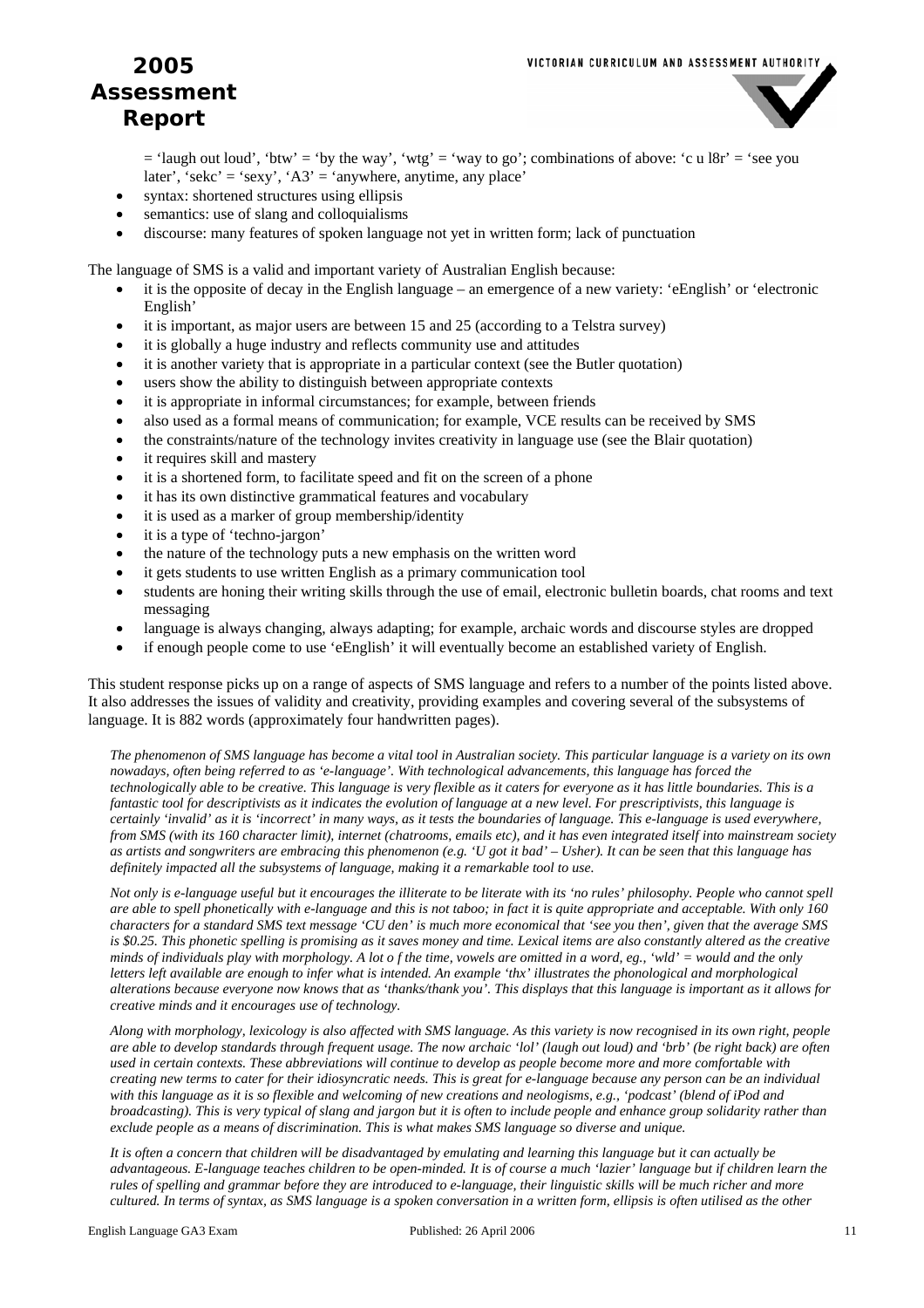= 'laugh out loud', 'btw' = 'by the way', 'wtg' = 'way to go'; combinations of above: 'c u l8r' = 'see you later', 'sekc' = 'sexy', 'A3' = 'anywhere, anytime, any place'

- syntax: shortened structures using ellipsis
- semantics: use of slang and colloquialisms
- discourse: many features of spoken language not yet in written form; lack of punctuation

The language of SMS is a valid and important variety of Australian English because:

- it is the opposite of decay in the English language – an emergence of a new variety: 'eEnglish' or 'electronic English'
- it is important, as major users are between 15 and 25 (according to a Telstra survey)
- it is globally a huge industry and reflects community use and attitudes
- it is another variety that is appropriate in a particular context (see the Butler quotation)
- users show the ability to distinguish between appropriate contexts
- it is appropriate in informal circumstances; for example, between friends
- also used as a formal means of communication; for example, VCE results can be received by SMS
- the constraints/nature of the technology invites creativity in language use (see the Blair quotation)
- it requires skill and mastery
- it is a shortened form, to facilitate speed and fit on the screen of a phone
- it has its own distinctive grammatical features and vocabulary
- it is used as a marker of group membership/identity
- it is a type of 'techno-jargon'
- the nature of the technology puts a new emphasis on the written word
- it gets students to use written English as a primary communication tool
- students are honing their writing skills through the use of email, electronic bulletin boards, chat rooms and text messaging
- language is always changing, always adapting; for example, archaic words and discourse styles are dropped
- if enough people come to use 'eEnglish' it will eventually become an established variety of English.

This student response picks up on a range of aspects of SMS language and refers to a number of the points listed above. It also addresses the issues of validity and creativity, providing examples and covering several of the subsystems of language. It is 882 words (approximately four handwritten pages).

*The phenomenon of SMS language has become a vital tool in Australian society. This particular language is a variety on its own nowadays, often being referred to as 'e-language'. With technological advancements, this language has forced the technologically able to be creative. This language is very flexible as it caters for everyone as it has little boundaries. This is a fantastic tool for descriptivists as it indicates the evolution of language at a new level. For prescriptivists, this language is certainly 'invalid' as it is 'incorrect' in many ways, as it tests the boundaries of language. This e-language is used everywhere, from SMS (with its 160 character limit), internet (chatrooms, emails etc), and it has even integrated itself into mainstream society as artists and songwriters are embracing this phenomenon (e.g. 'U got it bad' – Usher). It can be seen that this language has definitely impacted all the subsystems of language, making it a remarkable tool to use.*

*Not only is e-language useful but it encourages the illiterate to be literate with its 'no rules' philosophy. People who cannot spell are able to spell phonetically with e-language and this is not taboo; in fact it is quite appropriate and acceptable. With only 160 characters for a standard SMS text message 'CU den' is much more economical that 'see you then', given that the average SMS is $0.25. This phonetic spelling is promising as it saves money and time. Lexical items are also constantly altered as the creative minds of individuals play with morphology. A lot o f the time, vowels are omitted in a word, eg., 'wld' = would and the only letters left available are enough to infer what is intended. An example 'thx' illustrates the phonological and morphological alterations because everyone now knows that as 'thanks/thank you'. This displays that this language is important as it allows for creative minds and it encourages use of technology.*

*Along with morphology, lexicology is also affected with SMS language. As this variety is now recognised in its own right, people are able to develop standards through frequent usage. The now archaic 'lol' (laugh out loud) and 'brb' (be right back) are often used in certain contexts. These abbreviations will continue to develop as people become more and more comfortable with creating new terms to cater for their idiosyncratic needs. This is great for e-language because any person can be an individual with this language as it is so flexible and welcoming of new creations and neologisms, e.g., 'podcast' (blend of iPod and broadcasting). This is very typical of slang and jargon but it is often to include people and enhance group solidarity rather than exclude people as a means of discrimination. This is what makes SMS language so diverse and unique.*

*It is often a concern that children will be disadvantaged by emulating and learning this language but it can actually be advantageous. E-language teaches children to be open-minded. It is of course a much 'lazier' language but if children learn the rules of spelling and grammar before they are introduced to e-language, their linguistic skills will be much richer and more cultured. In terms of syntax, as SMS language is a spoken conversation in a written form, ellipsis is often utilised as the other*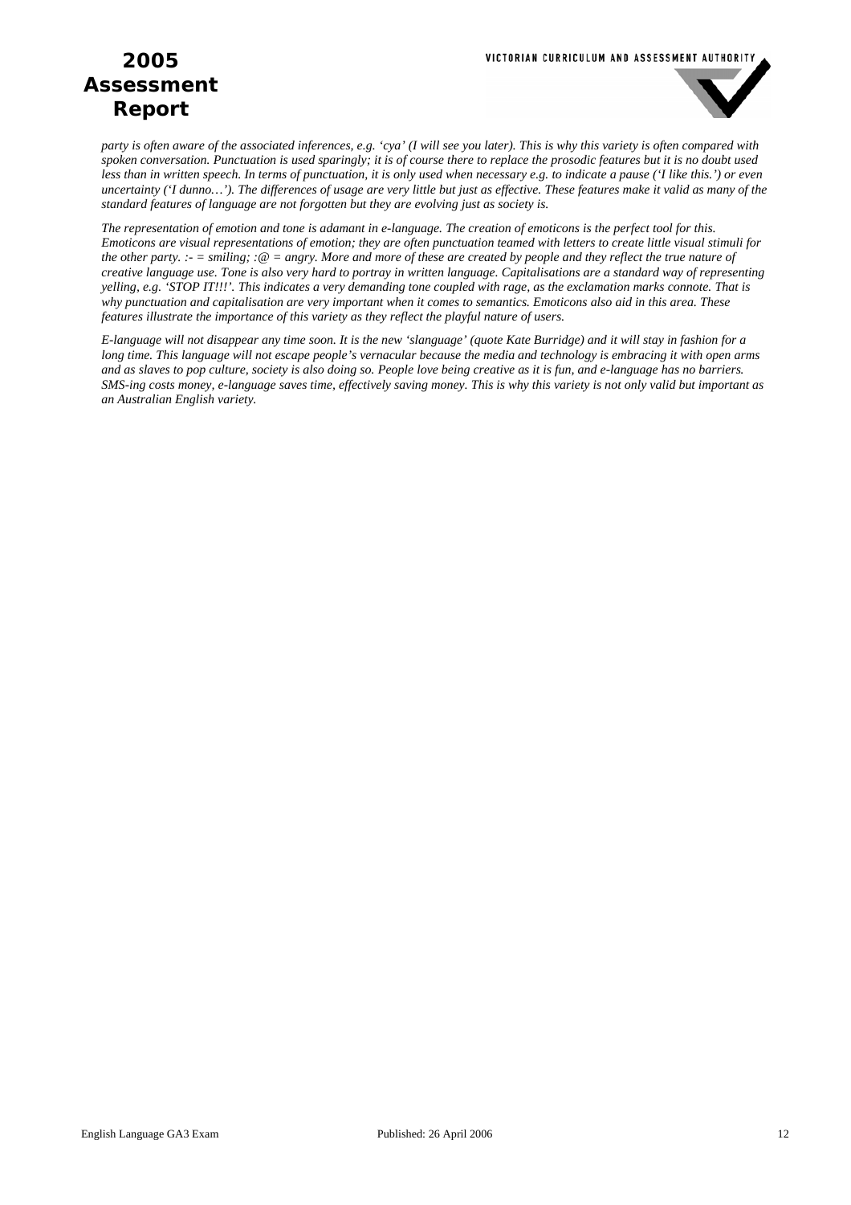*party is often aware of the associated inferences, e.g. 'cya' (I will see you later). This is why this variety is often compared with spoken conversation. Punctuation is used sparingly; it is of course there to replace the prosodic features but it is no doubt used less than in written speech. In terms of punctuation, it is only used when necessary e.g. to indicate a pause ('I like this.') or even uncertainty ('I dunno…'). The differences of usage are very little but just as effective. These features make it valid as many of the standard features of language are not forgotten but they are evolving just as society is.*

*The representation of emotion and tone is adamant in e-language. The creation of emoticons is the perfect tool for this. Emoticons are visual representations of emotion; they are often punctuation teamed with letters to create little visual stimuli for the other party. :- = smiling; :@ = angry. More and more of these are created by people and they reflect the true nature of creative language use. Tone is also very hard to portray in written language. Capitalisations are a standard way of representing yelling, e.g. 'STOP IT!!!'. This indicates a very demanding tone coupled with rage, as the exclamation marks connote. That is why punctuation and capitalisation are very important when it comes to semantics. Emoticons also aid in this area. These features illustrate the importance of this variety as they reflect the playful nature of users.*

*E-language will not disappear any time soon. It is the new 'slanguage' (quote Kate Burridge) and it will stay in fashion for a long time. This language will not escape people's vernacular because the media and technology is embracing it with open arms and as slaves to pop culture, society is also doing so. People love being creative as it is fun, and e-language has no barriers. SMS-ing costs money, e-language saves time, effectively saving money. This is why this variety is not only valid but important as an Australian English variety.*